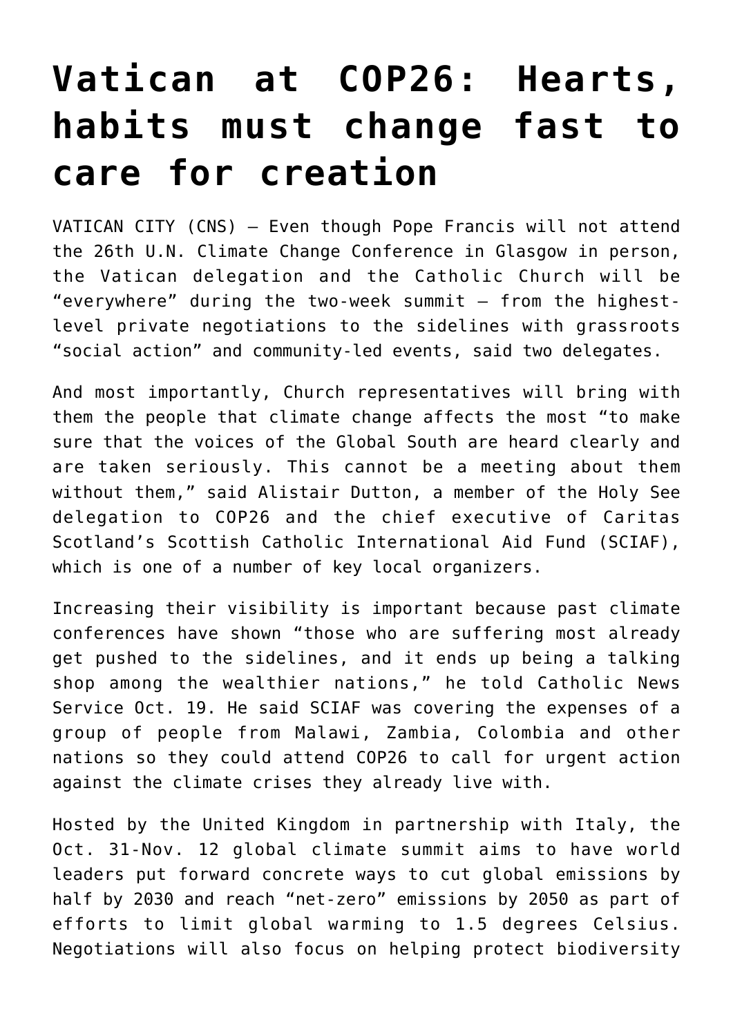# Vatican at COP26: Hearts, habits must change fast to care for creation

VATICAN CITY (CNS) — Even though Pope Francis will not attend the 26th U.N. Climate Change Conference in Glasgow in person, the Vatican delegation and the Catholic Church will be "everywhere" during the two-week summit — from the highest-level private negotiations to the sidelines with grassroots "social action" and community-led events, said two delegates.

And most importantly, Church representatives will bring with them the people that climate change affects the most "to make sure that the voices of the Global South are heard clearly and are taken seriously. This cannot be a meeting about them without them," said Alistair Dutton, a member of the Holy See delegation to COP26 and the chief executive of Caritas Scotland's Scottish Catholic International Aid Fund (SCIAF), which is one of a number of key local organizers.

Increasing their visibility is important because past climate conferences have shown "those who are suffering most already get pushed to the sidelines, and it ends up being a talking shop among the wealthier nations," he told Catholic News Service Oct. 19. He said SCIAF was covering the expenses of a group of people from Malawi, Zambia, Colombia and other nations so they could attend COP26 to call for urgent action against the climate crises they already live with.

Hosted by the United Kingdom in partnership with Italy, the Oct. 31-Nov. 12 global climate summit aims to have world leaders put forward concrete ways to cut global emissions by half by 2030 and reach "net-zero" emissions by 2050 as part of efforts to limit global warming to 1.5 degrees Celsius. Negotiations will also focus on helping protect biodiversity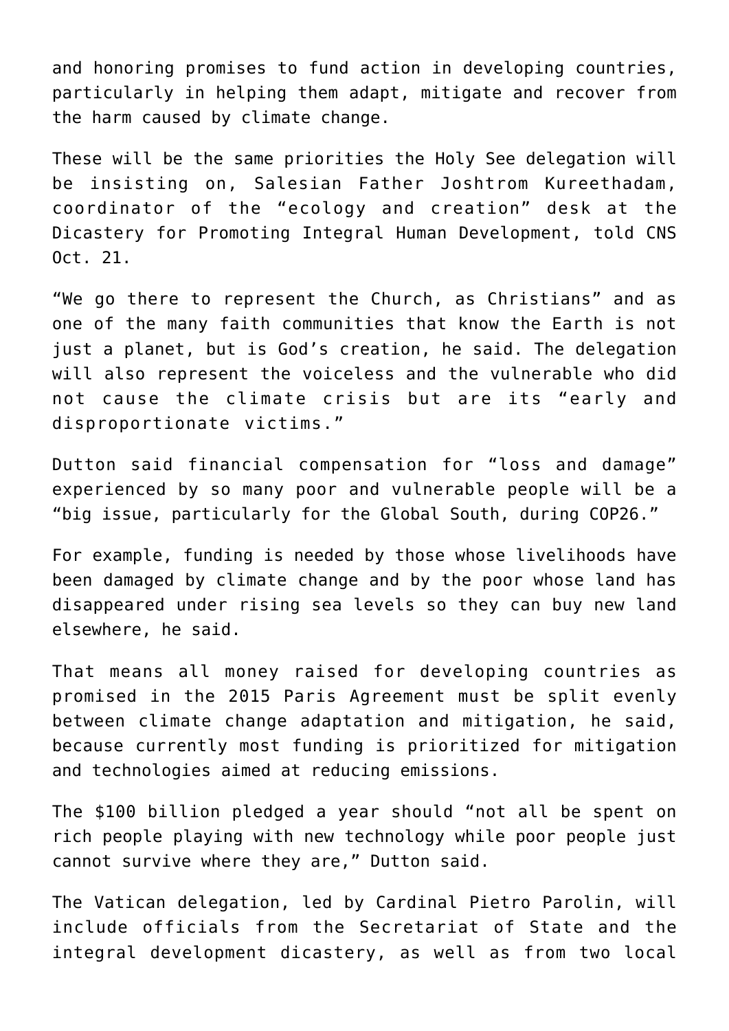and honoring promises to fund action in developing countries, particularly in helping them adapt, mitigate and recover from the harm caused by climate change.

These will be the same priorities the Holy See delegation will be insisting on, Salesian Father Joshtrom Kureethadam, coordinator of the "ecology and creation" desk at the Dicastery for Promoting Integral Human Development, told CNS Oct. 21.

"We go there to represent the Church, as Christians" and as one of the many faith communities that know the Earth is not just a planet, but is God's creation, he said. The delegation will also represent the voiceless and the vulnerable who did not cause the climate crisis but are its "early and disproportionate victims."

Dutton said financial compensation for "loss and damage" experienced by so many poor and vulnerable people will be a "big issue, particularly for the Global South, during COP26."

For example, funding is needed by those whose livelihoods have been damaged by climate change and by the poor whose land has disappeared under rising sea levels so they can buy new land elsewhere, he said.

That means all money raised for developing countries as promised in the 2015 Paris Agreement must be split evenly between climate change adaptation and mitigation, he said, because currently most funding is prioritized for mitigation and technologies aimed at reducing emissions.

The $100 billion pledged a year should "not all be spent on rich people playing with new technology while poor people just cannot survive where they are," Dutton said.

The Vatican delegation, led by Cardinal Pietro Parolin, will include officials from the Secretariat of State and the integral development dicastery, as well as from two local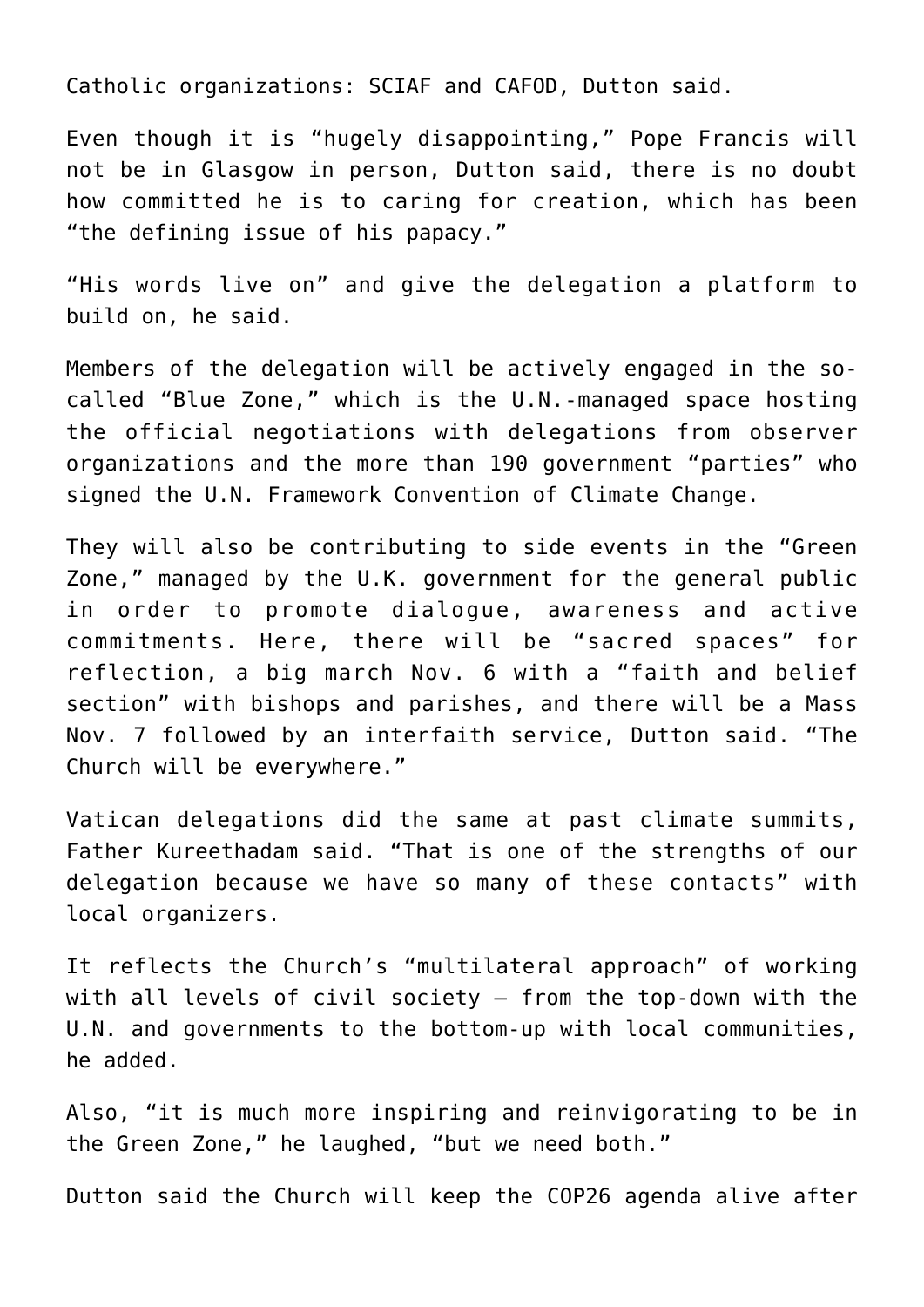Catholic organizations: SCIAF and CAFOD, Dutton said.

Even though it is "hugely disappointing," Pope Francis will not be in Glasgow in person, Dutton said, there is no doubt how committed he is to caring for creation, which has been "the defining issue of his papacy."

"His words live on" and give the delegation a platform to build on, he said.

Members of the delegation will be actively engaged in the so-called "Blue Zone," which is the U.N.-managed space hosting the official negotiations with delegations from observer organizations and the more than 190 government "parties" who signed the U.N. Framework Convention of Climate Change.

They will also be contributing to side events in the "Green Zone," managed by the U.K. government for the general public in order to promote dialogue, awareness and active commitments. Here, there will be "sacred spaces" for reflection, a big march Nov. 6 with a "faith and belief section" with bishops and parishes, and there will be a Mass Nov. 7 followed by an interfaith service, Dutton said. "The Church will be everywhere."

Vatican delegations did the same at past climate summits, Father Kureethadam said. "That is one of the strengths of our delegation because we have so many of these contacts" with local organizers.

It reflects the Church's "multilateral approach" of working with all levels of civil society — from the top-down with the U.N. and governments to the bottom-up with local communities, he added.

Also, "it is much more inspiring and reinvigorating to be in the Green Zone," he laughed, "but we need both."

Dutton said the Church will keep the COP26 agenda alive after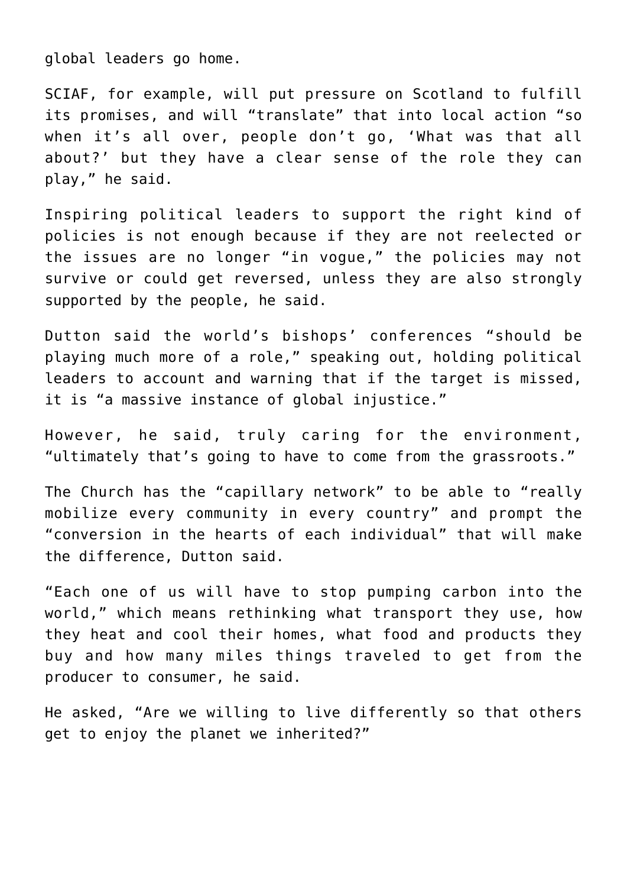global leaders go home.

SCIAF, for example, will put pressure on Scotland to fulfill its promises, and will “translate” that into local action “so when it’s all over, people don’t go, ‘What was that all about?’ but they have a clear sense of the role they can play,” he said.

Inspiring political leaders to support the right kind of policies is not enough because if they are not reelected or the issues are no longer “in vogue,” the policies may not survive or could get reversed, unless they are also strongly supported by the people, he said.

Dutton said the world’s bishops’ conferences “should be playing much more of a role,” speaking out, holding political leaders to account and warning that if the target is missed, it is “a massive instance of global injustice.”

However, he said, truly caring for the environment, “ultimately that’s going to have to come from the grassroots.”

The Church has the “capillary network” to be able to “really mobilize every community in every country” and prompt the “conversion in the hearts of each individual” that will make the difference, Dutton said.

“Each one of us will have to stop pumping carbon into the world,” which means rethinking what transport they use, how they heat and cool their homes, what food and products they buy and how many miles things traveled to get from the producer to consumer, he said.

He asked, “Are we willing to live differently so that others get to enjoy the planet we inherited?”